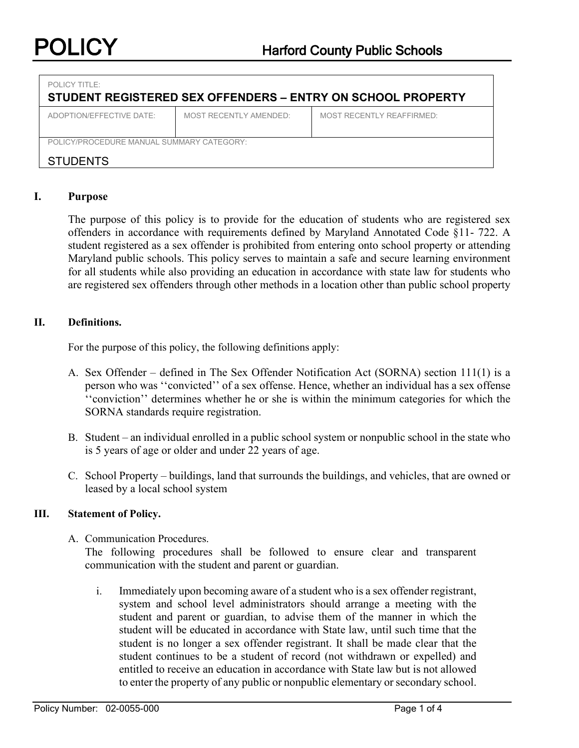# POLICY

## Harford County Public Schools

| POLICY TITLE: | | |
|---|---|---|
| **STUDENT REGISTERED SEX OFFENDERS – ENTRY ON SCHOOL PROPERTY** | | |
| ADOPTION/EFFECTIVE DATE: | MOST RECENTLY AMENDED: | MOST RECENTLY REAFFIRMED: |
| | | |
| POLICY/PROCEDURE MANUAL SUMMARY CATEGORY: | | |
| STUDENTS | | |

## I. Purpose

The purpose of this policy is to provide for the education of students who are registered sex offenders in accordance with requirements defined by Maryland Annotated Code §11- 722. A student registered as a sex offender is prohibited from entering onto school property or attending Maryland public schools. This policy serves to maintain a safe and secure learning environment for all students while also providing an education in accordance with state law for students who are registered sex offenders through other methods in a location other than public school property

## II. Definitions.

For the purpose of this policy, the following definitions apply:

A. Sex Offender – defined in The Sex Offender Notification Act (SORNA) section 111(1) is a person who was ''convicted'' of a sex offense. Hence, whether an individual has a sex offense ''conviction'' determines whether he or she is within the minimum categories for which the SORNA standards require registration.

B. Student – an individual enrolled in a public school system or nonpublic school in the state who is 5 years of age or older and under 22 years of age.

C. School Property – buildings, land that surrounds the buildings, and vehicles, that are owned or leased by a local school system

## III. Statement of Policy.

A. Communication Procedures.
The following procedures shall be followed to ensure clear and transparent communication with the student and parent or guardian.

i. Immediately upon becoming aware of a student who is a sex offender registrant, system and school level administrators should arrange a meeting with the student and parent or guardian, to advise them of the manner in which the student will be educated in accordance with State law, until such time that the student is no longer a sex offender registrant. It shall be made clear that the student continues to be a student of record (not withdrawn or expelled) and entitled to receive an education in accordance with State law but is not allowed to enter the property of any public or nonpublic elementary or secondary school.

Policy Number: 02-0055-000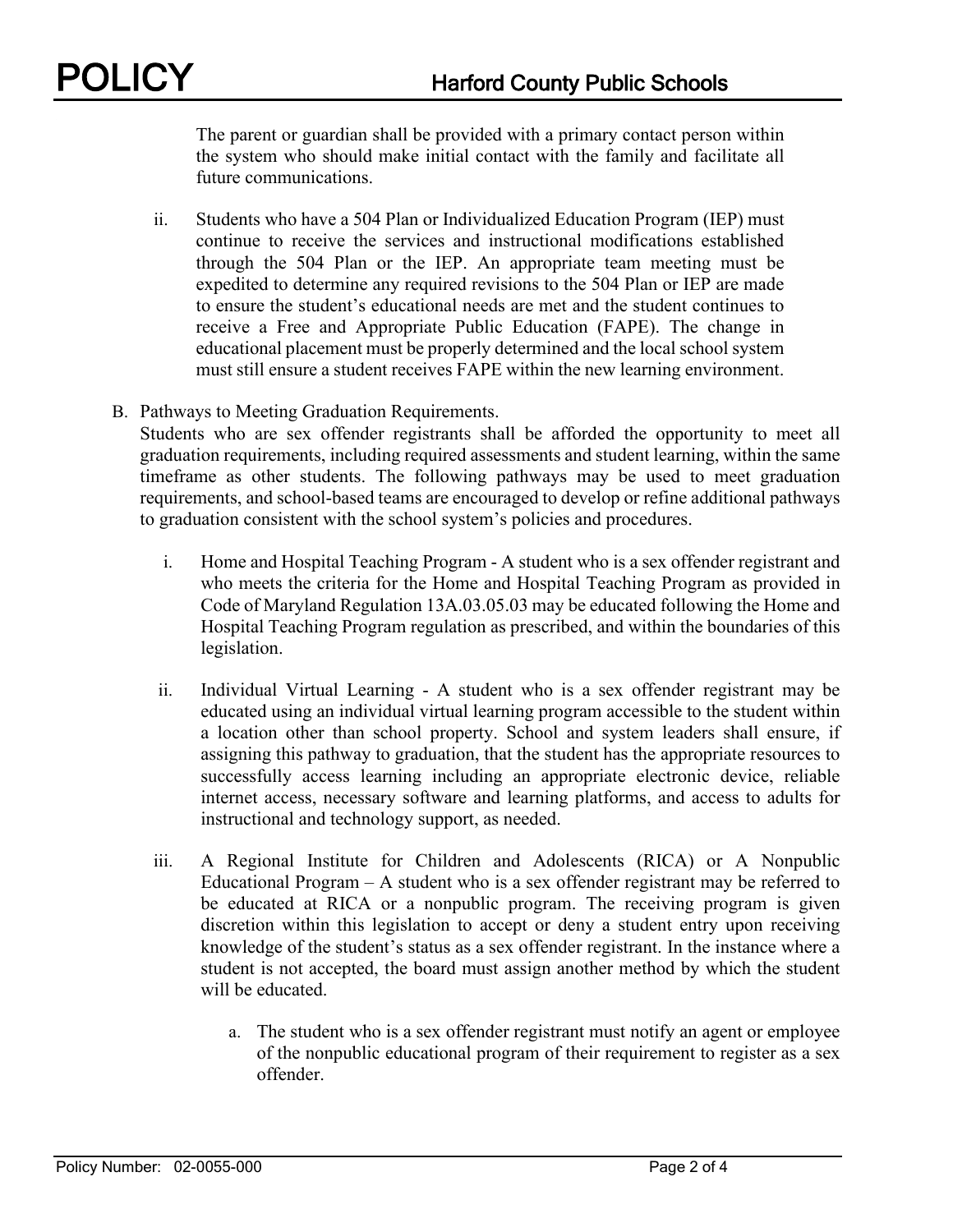The parent or guardian shall be provided with a primary contact person within the system who should make initial contact with the family and facilitate all future communications.

ii. Students who have a 504 Plan or Individualized Education Program (IEP) must continue to receive the services and instructional modifications established through the 504 Plan or the IEP. An appropriate team meeting must be expedited to determine any required revisions to the 504 Plan or IEP are made to ensure the student's educational needs are met and the student continues to receive a Free and Appropriate Public Education (FAPE). The change in educational placement must be properly determined and the local school system must still ensure a student receives FAPE within the new learning environment.

B. Pathways to Meeting Graduation Requirements.
Students who are sex offender registrants shall be afforded the opportunity to meet all graduation requirements, including required assessments and student learning, within the same timeframe as other students. The following pathways may be used to meet graduation requirements, and school-based teams are encouraged to develop or refine additional pathways to graduation consistent with the school system's policies and procedures.

i. Home and Hospital Teaching Program - A student who is a sex offender registrant and who meets the criteria for the Home and Hospital Teaching Program as provided in Code of Maryland Regulation 13A.03.05.03 may be educated following the Home and Hospital Teaching Program regulation as prescribed, and within the boundaries of this legislation.

ii. Individual Virtual Learning - A student who is a sex offender registrant may be educated using an individual virtual learning program accessible to the student within a location other than school property. School and system leaders shall ensure, if assigning this pathway to graduation, that the student has the appropriate resources to successfully access learning including an appropriate electronic device, reliable internet access, necessary software and learning platforms, and access to adults for instructional and technology support, as needed.

iii. A Regional Institute for Children and Adolescents (RICA) or A Nonpublic Educational Program – A student who is a sex offender registrant may be referred to be educated at RICA or a nonpublic program. The receiving program is given discretion within this legislation to accept or deny a student entry upon receiving knowledge of the student's status as a sex offender registrant. In the instance where a student is not accepted, the board must assign another method by which the student will be educated.

a. The student who is a sex offender registrant must notify an agent or employee of the nonpublic educational program of their requirement to register as a sex offender.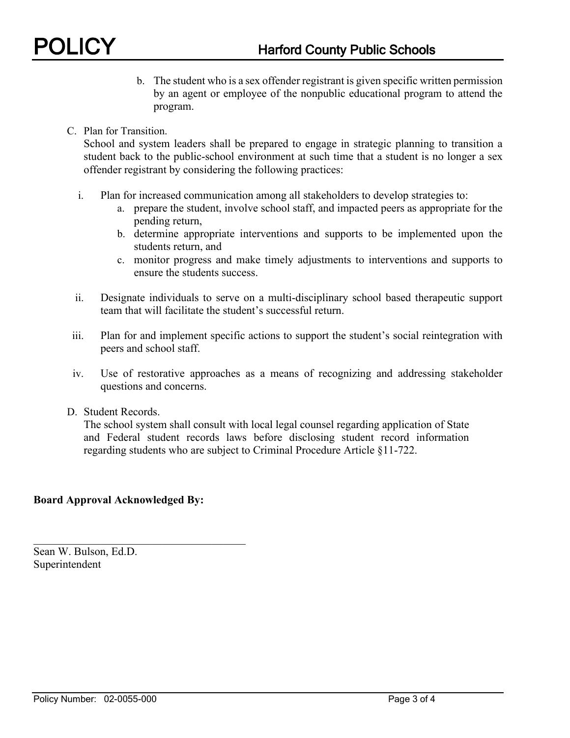b. The student who is a sex offender registrant is given specific written permission by an agent or employee of the nonpublic educational program to attend the program.

C. Plan for Transition.
School and system leaders shall be prepared to engage in strategic planning to transition a student back to the public-school environment at such time that a student is no longer a sex offender registrant by considering the following practices:

i. Plan for increased communication among all stakeholders to develop strategies to:
   a. prepare the student, involve school staff, and impacted peers as appropriate for the pending return,
   b. determine appropriate interventions and supports to be implemented upon the students return, and
   c. monitor progress and make timely adjustments to interventions and supports to ensure the students success.

ii. Designate individuals to serve on a multi-disciplinary school based therapeutic support team that will facilitate the student's successful return.

iii. Plan for and implement specific actions to support the student's social reintegration with peers and school staff.

iv. Use of restorative approaches as a means of recognizing and addressing stakeholder questions and concerns.

D. Student Records.
The school system shall consult with local legal counsel regarding application of State and Federal student records laws before disclosing student record information regarding students who are subject to Criminal Procedure Article §11-722.

**Board Approval Acknowledged By:**

\_\_\_\_\_\_\_\_\_\_\_\_\_\_\_\_\_\_\_\_\_\_\_\_\_\_\_\_\_\_\_\_\_\_\_\_\_\_\_\_

Sean W. Bulson, Ed.D.
Superintendent

Policy Number: 02-0055-000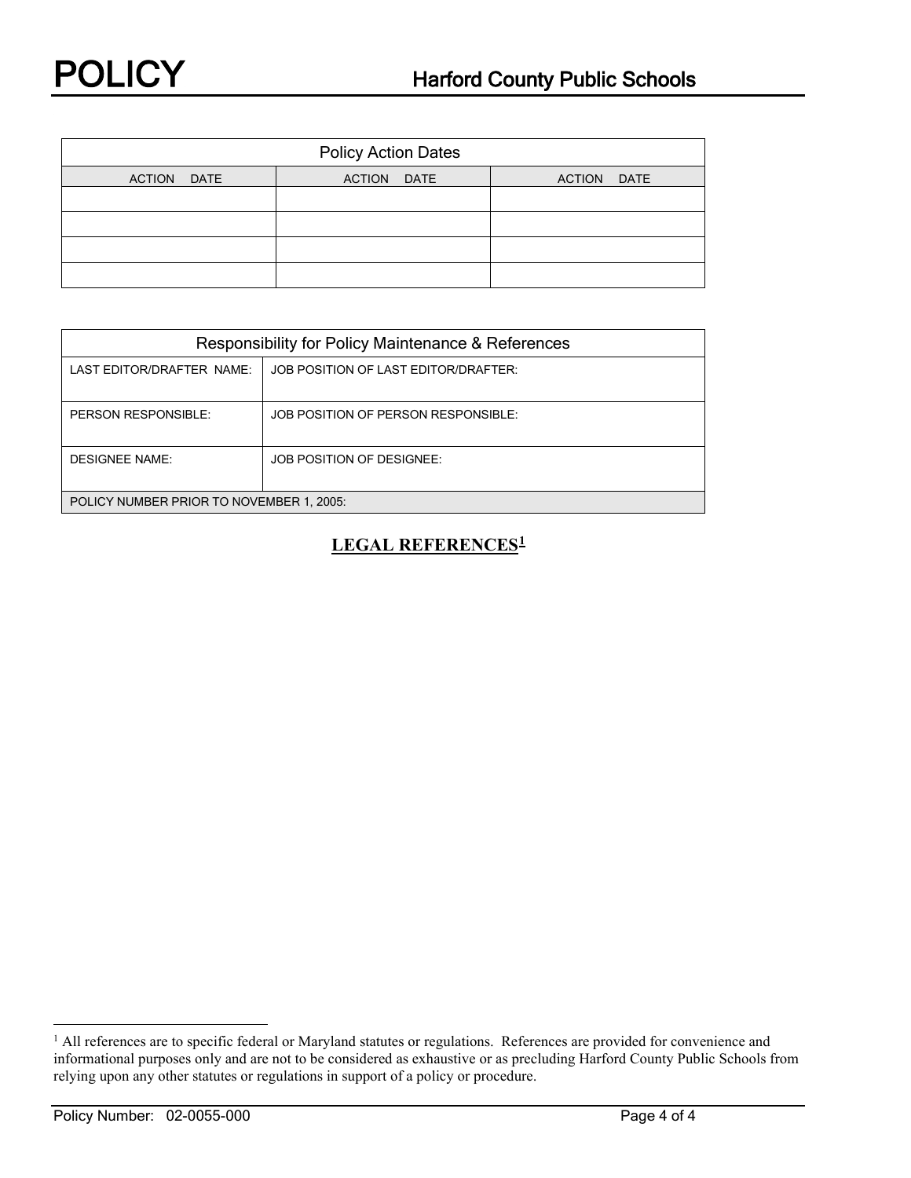| Policy Action Dates | | |
|---|---|---|
| ACTION DATE | ACTION DATE | ACTION DATE |
| | | |
| | | |
| | | |
| | | |

| Responsibility for Policy Maintenance & References | |
|---|---|
| LAST EDITOR/DRAFTER NAME: | JOB POSITION OF LAST EDITOR/DRAFTER: |
| PERSON RESPONSIBLE: | JOB POSITION OF PERSON RESPONSIBLE: |
| DESIGNEE NAME: | JOB POSITION OF DESIGNEE: |
| POLICY NUMBER PRIOR TO NOVEMBER 1, 2005: | |

## **LEGAL REFERENCES**[1]

[1] All references are to specific federal or Maryland statutes or regulations. References are provided for convenience and informational purposes only and are not to be considered as exhaustive or as precluding Harford County Public Schools from relying upon any other statutes or regulations in support of a policy or procedure.